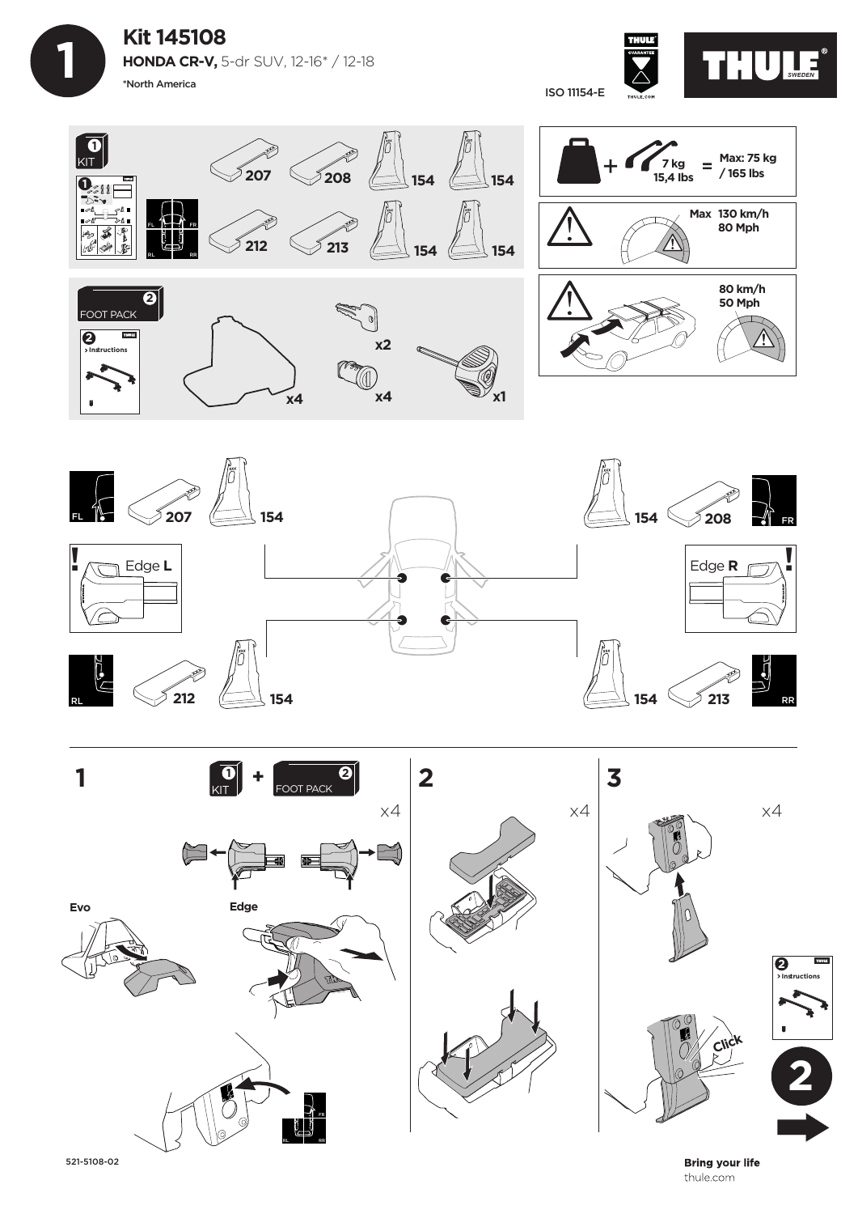# Kit 145108

**HONDA CR-V,** 5-dr SUV, 12-16* / 12-18

*North America

ISO 11154-E

THULE GUARANTEE THULE.COM

THULE SWEDEN

## 1 KIT

207, 208, 154, 154

212, 213, 154, 154

FL, FR, RL, RR

+ 7 kg 15,4 lbs = Max: 75 kg / 165 lbs

Max 130 km/h 80 Mph

80 km/h 50 Mph

## 2 FOOT PACK

2 > Instructions

x4

x2

x4

x1

FL 207 154

154 208 FR

Edge **L**

Edge **R**

RL 212 154

154 213 RR

## 1

1 KIT + 2 FOOT PACK

x4

Evo

Edge

FR, RL, RR

## 2

x4

## 3

x4

Click

2 > Instructions

2

521-5108-02

**Bring your life**

thule.com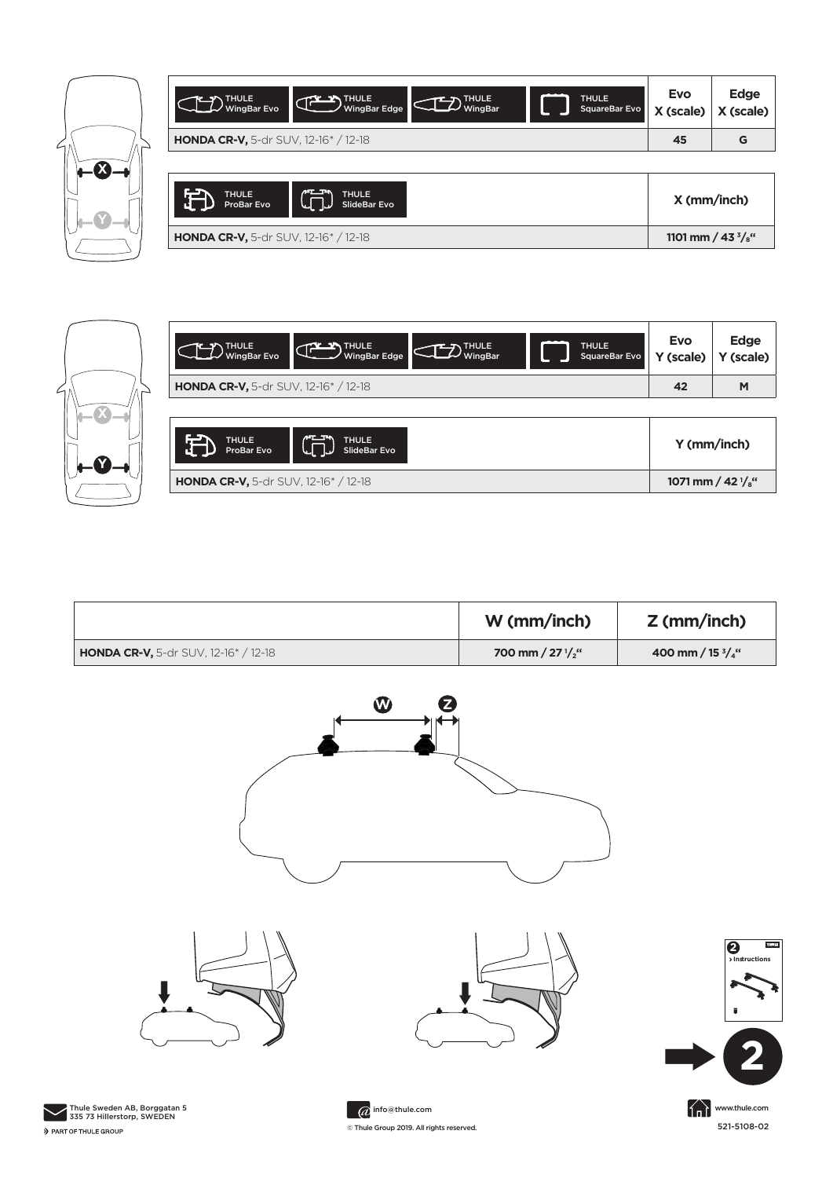| THULE WingBar Evo | THULE WingBar Edge | THULE WingBar | THULE SquareBar Evo | Evo X (scale) | Edge X (scale) |
| --- | --- | --- | --- | --- | --- |
| **HONDA CR-V,** 5-dr SUV, 12-16* / 12-18 | | | | 45 | G |

| THULE ProBar Evo | THULE SlideBar Evo | X (mm/inch) |
| --- | --- | --- |
| **HONDA CR-V,** 5-dr SUV, 12-16* / 12-18 | | 1101 mm / 43 $^3/_8$" |

| THULE WingBar Evo | THULE WingBar Edge | THULE WingBar | THULE SquareBar Evo | Evo Y (scale) | Edge Y (scale) |
| --- | --- | --- | --- | --- | --- |
| **HONDA CR-V,** 5-dr SUV, 12-16* / 12-18 | | | | 42 | M |

| THULE ProBar Evo | THULE SlideBar Evo | Y (mm/inch) |
| --- | --- | --- |
| **HONDA CR-V,** 5-dr SUV, 12-16* / 12-18 | | 1071 mm / 42 $^1/_8$" |

| | W (mm/inch) | Z (mm/inch) |
| --- | --- | --- |
| **HONDA CR-V,** 5-dr SUV, 12-16* / 12-18 | 700 mm / 27 $^1/_2$" | 400 mm / 15 $^3/_4$" |

W

Z

2 > Instructions

2

Thule Sweden AB, Borggatan 5
335 73 Hillerstorp, SWEDEN

PART OF THULE GROUP

info@thule.com

© Thule Group 2019. All rights reserved.

www.thule.com

521-5108-02